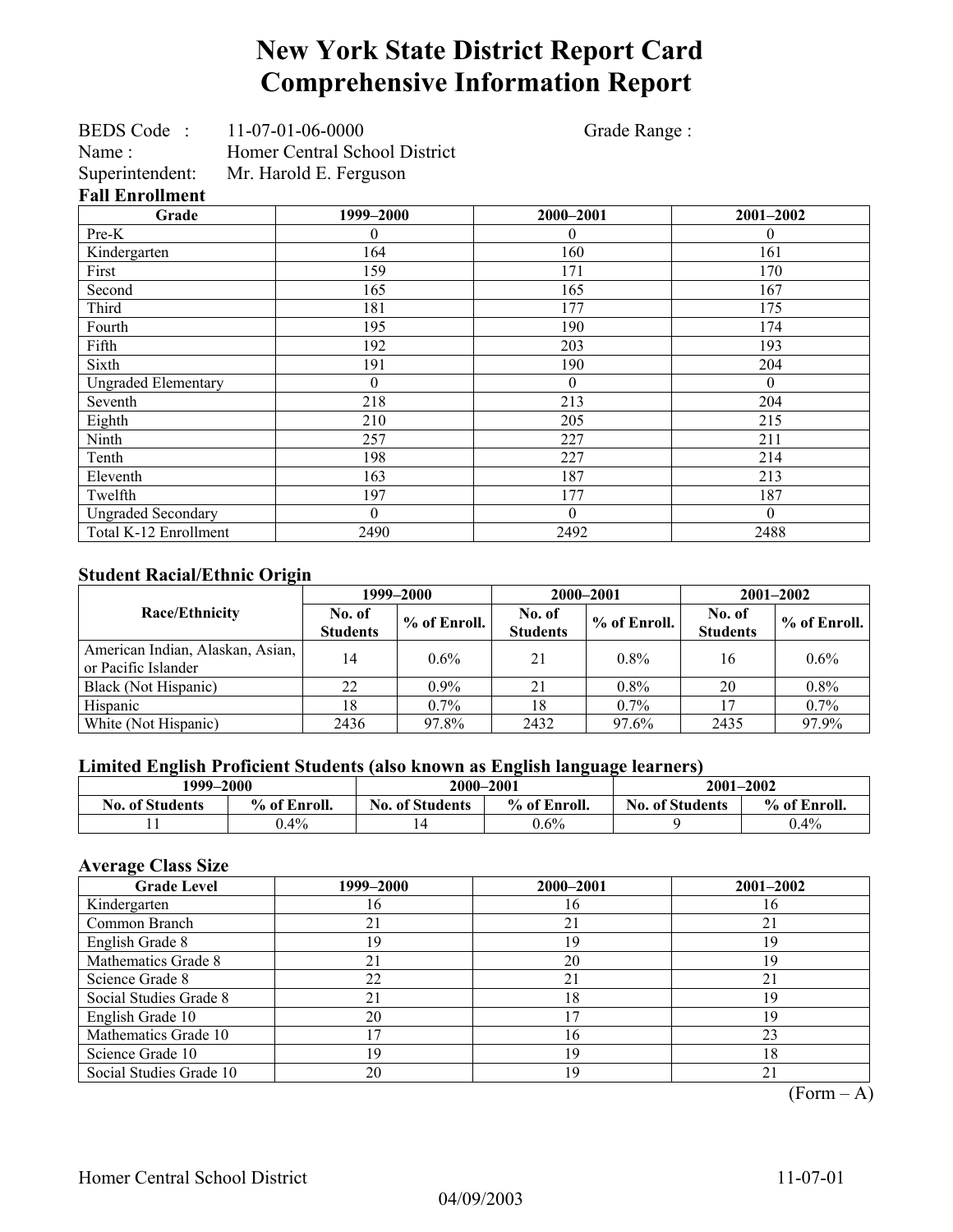# New York State District Report Card
# Comprehensive Information Report

BEDS Code : 11-07-01-06-0000 Grade Range :
Name : Homer Central School District
Superintendent: Mr. Harold E. Ferguson

### Fall Enrollment

| Grade | 1999–2000 | 2000–2001 | 2001–2002 |
|---|---|---|---|
| Pre-K | 0 | 0 | 0 |
| Kindergarten | 164 | 160 | 161 |
| First | 159 | 171 | 170 |
| Second | 165 | 165 | 167 |
| Third | 181 | 177 | 175 |
| Fourth | 195 | 190 | 174 |
| Fifth | 192 | 203 | 193 |
| Sixth | 191 | 190 | 204 |
| Ungraded Elementary | 0 | 0 | 0 |
| Seventh | 218 | 213 | 204 |
| Eighth | 210 | 205 | 215 |
| Ninth | 257 | 227 | 211 |
| Tenth | 198 | 227 | 214 |
| Eleventh | 163 | 187 | 213 |
| Twelfth | 197 | 177 | 187 |
| Ungraded Secondary | 0 | 0 | 0 |
| Total K-12 Enrollment | 2490 | 2492 | 2488 |

### Student Racial/Ethnic Origin

| Race/Ethnicity | 1999–2000 | | 2000–2001 | | 2001–2002 | |
|---|---|---|---|---|---|---|
| | No. of Students | % of Enroll. | No. of Students | % of Enroll. | No. of Students | % of Enroll. |
| American Indian, Alaskan, Asian, or Pacific Islander | 14 | 0.6% | 21 | 0.8% | 16 | 0.6% |
| Black (Not Hispanic) | 22 | 0.9% | 21 | 0.8% | 20 | 0.8% |
| Hispanic | 18 | 0.7% | 18 | 0.7% | 17 | 0.7% |
| White (Not Hispanic) | 2436 | 97.8% | 2432 | 97.6% | 2435 | 97.9% |

### Limited English Proficient Students (also known as English language learners)

| 1999–2000 | | 2000–2001 | | 2001–2002 | |
|---|---|---|---|---|---|
| No. of Students | % of Enroll. | No. of Students | % of Enroll. | No. of Students | % of Enroll. |
| 11 | 0.4% | 14 | 0.6% | 9 | 0.4% |

### Average Class Size

| Grade Level | 1999–2000 | 2000–2001 | 2001–2002 |
|---|---|---|---|
| Kindergarten | 16 | 16 | 16 |
| Common Branch | 21 | 21 | 21 |
| English Grade 8 | 19 | 19 | 19 |
| Mathematics Grade 8 | 21 | 20 | 19 |
| Science Grade 8 | 22 | 21 | 21 |
| Social Studies Grade 8 | 21 | 18 | 19 |
| English Grade 10 | 20 | 17 | 19 |
| Mathematics Grade 10 | 17 | 16 | 23 |
| Science Grade 10 | 19 | 19 | 18 |
| Social Studies Grade 10 | 20 | 19 | 21 |

(Form – A)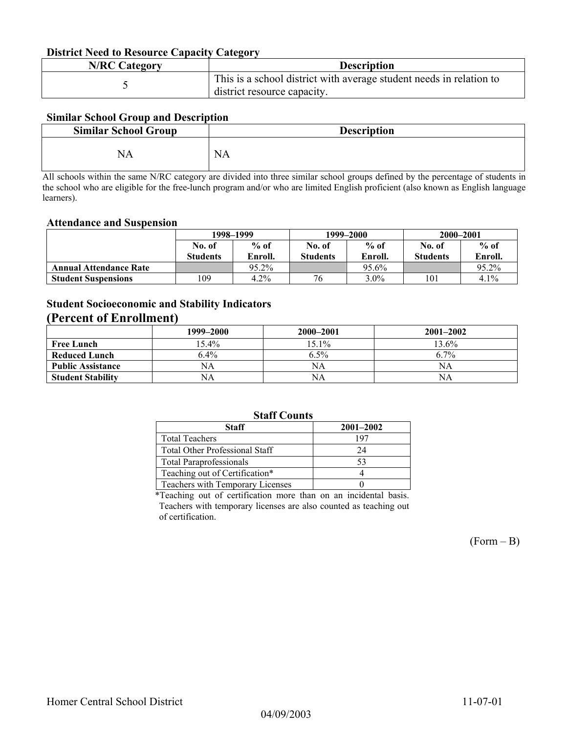### District Need to Resource Capacity Category

| N/RC Category | Description |
|---|---|
| 5 | This is a school district with average student needs in relation to district resource capacity. |

### Similar School Group and Description

| Similar School Group | Description |
|---|---|
| NA | NA |

All schools within the same N/RC category are divided into three similar school groups defined by the percentage of students in the school who are eligible for the free-lunch program and/or who are limited English proficient (also known as English language learners).

### Attendance and Suspension

| | 1998–1999 | | 1999–2000 | | 2000–2001 | |
|---|---|---|---|---|---|---|
| | No. of Students | % of Enroll. | No. of Students | % of Enroll. | No. of Students | % of Enroll. |
| **Annual Attendance Rate** | | 95.2% | | 95.6% | | 95.2% |
| **Student Suspensions** | 109 | 4.2% | 76 | 3.0% | 101 | 4.1% |

### Student Socioeconomic and Stability Indicators
## (Percent of Enrollment)

| | 1999–2000 | 2000–2001 | 2001–2002 |
|---|---|---|---|
| **Free Lunch** | 15.4% | 15.1% | 13.6% |
| **Reduced Lunch** | 6.4% | 6.5% | 6.7% |
| **Public Assistance** | NA | NA | NA |
| **Student Stability** | NA | NA | NA |

### Staff Counts

| Staff | 2001–2002 |
|---|---|
| Total Teachers | 197 |
| Total Other Professional Staff | 24 |
| Total Paraprofessionals | 53 |
| Teaching out of Certification* | 4 |
| Teachers with Temporary Licenses | 0 |

*Teaching out of certification more than on an incidental basis. Teachers with temporary licenses are also counted as teaching out of certification.

(Form – B)

Homer Central School District 11-07-01

04/09/2003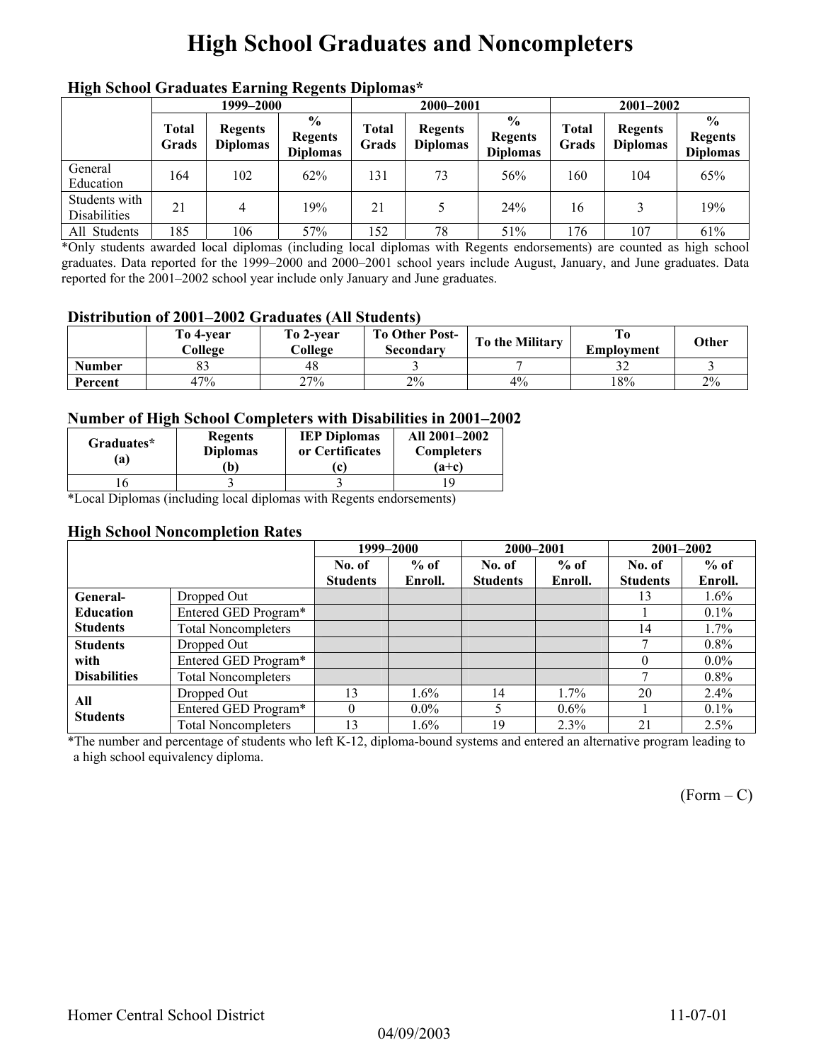# High School Graduates and Noncompleters

### High School Graduates Earning Regents Diplomas*

| | 1999–2000 | | | 2000–2001 | | | 2001–2002 | | |
|---|---|---|---|---|---|---|---|---|---|
| | Total Grads | Regents Diplomas | % Regents Diplomas | Total Grads | Regents Diplomas | % Regents Diplomas | Total Grads | Regents Diplomas | % Regents Diplomas |
| General Education | 164 | 102 | 62% | 131 | 73 | 56% | 160 | 104 | 65% |
| Students with Disabilities | 21 | 4 | 19% | 21 | 5 | 24% | 16 | 3 | 19% |
| All Students | 185 | 106 | 57% | 152 | 78 | 51% | 176 | 107 | 61% |

*Only students awarded local diplomas (including local diplomas with Regents endorsements) are counted as high school graduates. Data reported for the 1999–2000 and 2000–2001 school years include August, January, and June graduates. Data reported for the 2001–2002 school year include only January and June graduates.

### Distribution of 2001–2002 Graduates (All Students)

| | To 4-year College | To 2-year College | To Other Post-Secondary | To the Military | To Employment | Other |
|---|---|---|---|---|---|---|
| Number | 83 | 48 | 3 | 7 | 32 | 3 |
| Percent | 47% | 27% | 2% | 4% | 18% | 2% |

### Number of High School Completers with Disabilities in 2001–2002

| Graduates* (a) | Regents Diplomas (b) | IEP Diplomas or Certificates (c) | All 2001–2002 Completers (a+c) |
|---|---|---|---|
| 16 | 3 | 3 | 19 |

*Local Diplomas (including local diplomas with Regents endorsements)

### High School Noncompletion Rates

| | | 1999–2000 | | 2000–2001 | | 2001–2002 | |
|---|---|---|---|---|---|---|---|
| | | No. of Students | % of Enroll. | No. of Students | % of Enroll. | No. of Students | % of Enroll. |
| General-Education Students | Dropped Out | | | | | 13 | 1.6% |
| | Entered GED Program* | | | | | 1 | 0.1% |
| | Total Noncompleters | | | | | 14 | 1.7% |
| Students with Disabilities | Dropped Out | | | | | 7 | 0.8% |
| | Entered GED Program* | | | | | 0 | 0.0% |
| | Total Noncompleters | | | | | 7 | 0.8% |
| All Students | Dropped Out | 13 | 1.6% | 14 | 1.7% | 20 | 2.4% |
| | Entered GED Program* | 0 | 0.0% | 5 | 0.6% | 1 | 0.1% |
| | Total Noncompleters | 13 | 1.6% | 19 | 2.3% | 21 | 2.5% |

*The number and percentage of students who left K-12, diploma-bound systems and entered an alternative program leading to a high school equivalency diploma.

(Form – C)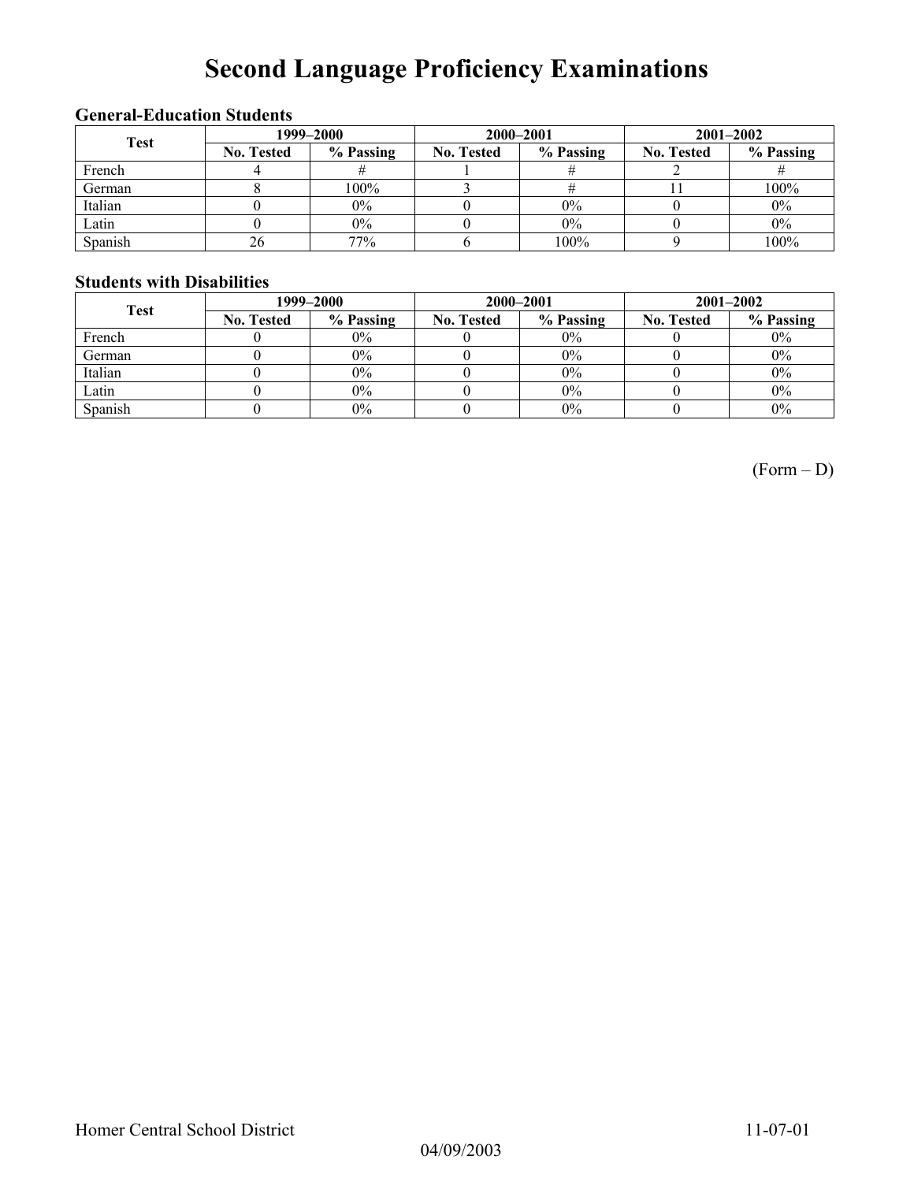# Second Language Proficiency Examinations

### General-Education Students

| Test | 1999–2000 | | 2000–2001 | | 2001–2002 | |
|---|---|---|---|---|---|---|
| | No. Tested | % Passing | No. Tested | % Passing | No. Tested | % Passing |
| French | 4 | # | 1 | # | 2 | # |
| German | 8 | 100% | 3 | # | 11 | 100% |
| Italian | 0 | 0% | 0 | 0% | 0 | 0% |
| Latin | 0 | 0% | 0 | 0% | 0 | 0% |
| Spanish | 26 | 77% | 6 | 100% | 9 | 100% |

### Students with Disabilities

| Test | 1999–2000 | | 2000–2001 | | 2001–2002 | |
|---|---|---|---|---|---|---|
| | No. Tested | % Passing | No. Tested | % Passing | No. Tested | % Passing |
| French | 0 | 0% | 0 | 0% | 0 | 0% |
| German | 0 | 0% | 0 | 0% | 0 | 0% |
| Italian | 0 | 0% | 0 | 0% | 0 | 0% |
| Latin | 0 | 0% | 0 | 0% | 0 | 0% |
| Spanish | 0 | 0% | 0 | 0% | 0 | 0% |

(Form – D)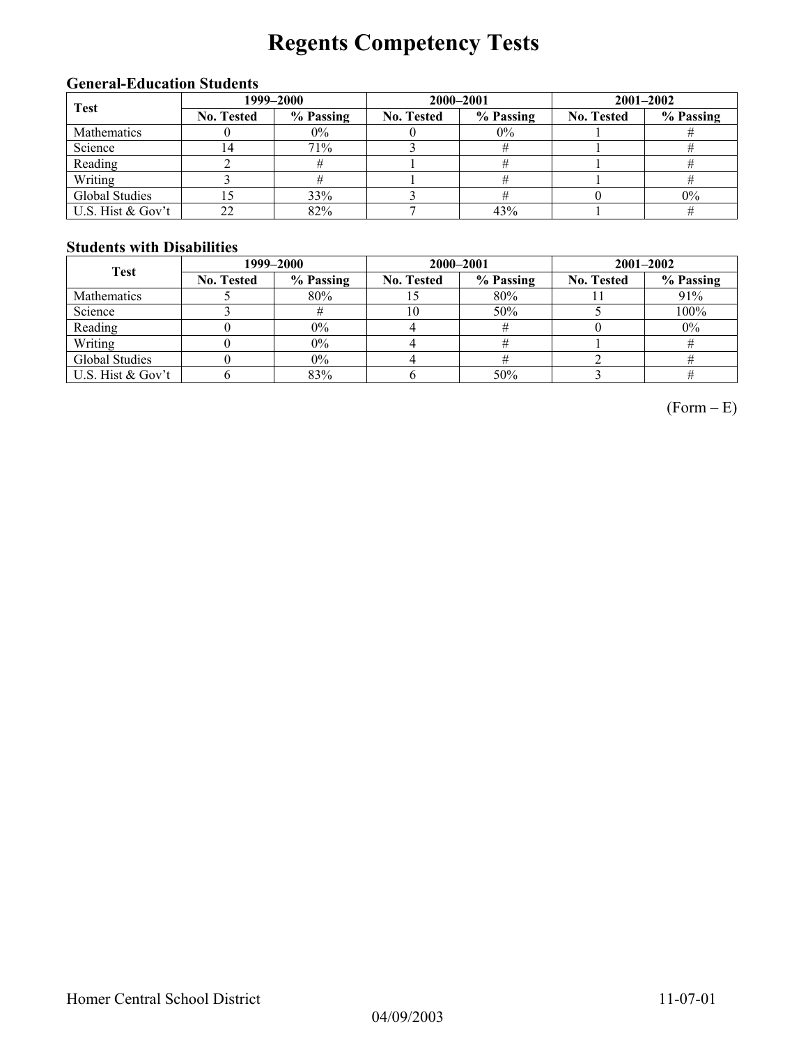# Regents Competency Tests

### General-Education Students

| Test | 1999–2000 | | 2000–2001 | | 2001–2002 | |
|---|---|---|---|---|---|---|
| | No. Tested | % Passing | No. Tested | % Passing | No. Tested | % Passing |
| Mathematics | 0 | 0% | 0 | 0% | 1 | # |
| Science | 14 | 71% | 3 | # | 1 | # |
| Reading | 2 | # | 1 | # | 1 | # |
| Writing | 3 | # | 1 | # | 1 | # |
| Global Studies | 15 | 33% | 3 | # | 0 | 0% |
| U.S. Hist & Gov't | 22 | 82% | 7 | 43% | 1 | # |

### Students with Disabilities

| Test | 1999–2000 | | 2000–2001 | | 2001–2002 | |
|---|---|---|---|---|---|---|
| | No. Tested | % Passing | No. Tested | % Passing | No. Tested | % Passing |
| Mathematics | 5 | 80% | 15 | 80% | 11 | 91% |
| Science | 3 | # | 10 | 50% | 5 | 100% |
| Reading | 0 | 0% | 4 | # | 0 | 0% |
| Writing | 0 | 0% | 4 | # | 1 | # |
| Global Studies | 0 | 0% | 4 | # | 2 | # |
| U.S. Hist & Gov't | 6 | 83% | 6 | 50% | 3 | # |

(Form – E)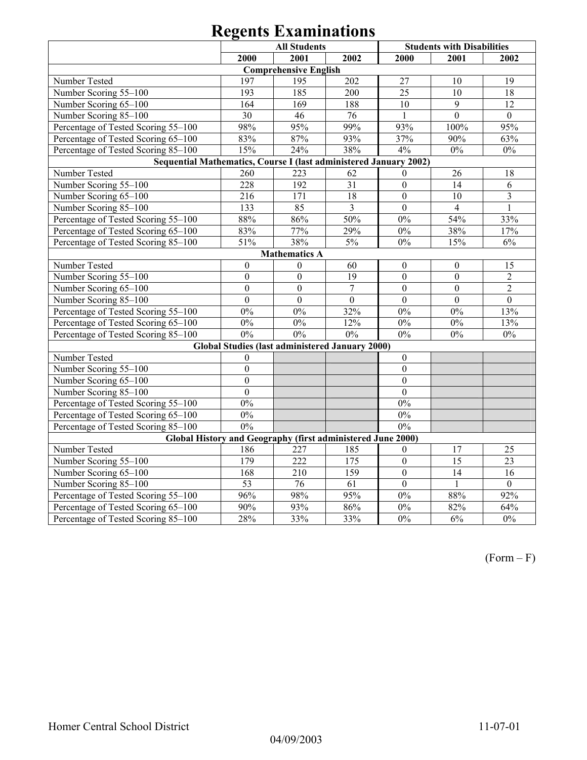# Regents Examinations

| | All Students | | | Students with Disabilities | | |
|---|---|---|---|---|---|---|
| | 2000 | 2001 | 2002 | 2000 | 2001 | 2002 |
| **Comprehensive English** | | | | | | |
| Number Tested | 197 | 195 | 202 | 27 | 10 | 19 |
| Number Scoring 55–100 | 193 | 185 | 200 | 25 | 10 | 18 |
| Number Scoring 65–100 | 164 | 169 | 188 | 10 | 9 | 12 |
| Number Scoring 85–100 | 30 | 46 | 76 | 1 | 0 | 0 |
| Percentage of Tested Scoring 55–100 | 98% | 95% | 99% | 93% | 100% | 95% |
| Percentage of Tested Scoring 65–100 | 83% | 87% | 93% | 37% | 90% | 63% |
| Percentage of Tested Scoring 85–100 | 15% | 24% | 38% | 4% | 0% | 0% |
| **Sequential Mathematics, Course I (last administered January 2002)** | | | | | | |
| Number Tested | 260 | 223 | 62 | 0 | 26 | 18 |
| Number Scoring 55–100 | 228 | 192 | 31 | 0 | 14 | 6 |
| Number Scoring 65–100 | 216 | 171 | 18 | 0 | 10 | 3 |
| Number Scoring 85–100 | 133 | 85 | 3 | 0 | 4 | 1 |
| Percentage of Tested Scoring 55–100 | 88% | 86% | 50% | 0% | 54% | 33% |
| Percentage of Tested Scoring 65–100 | 83% | 77% | 29% | 0% | 38% | 17% |
| Percentage of Tested Scoring 85–100 | 51% | 38% | 5% | 0% | 15% | 6% |
| **Mathematics A** | | | | | | |
| Number Tested | 0 | 0 | 60 | 0 | 0 | 15 |
| Number Scoring 55–100 | 0 | 0 | 19 | 0 | 0 | 2 |
| Number Scoring 65–100 | 0 | 0 | 7 | 0 | 0 | 2 |
| Number Scoring 85–100 | 0 | 0 | 0 | 0 | 0 | 0 |
| Percentage of Tested Scoring 55–100 | 0% | 0% | 32% | 0% | 0% | 13% |
| Percentage of Tested Scoring 65–100 | 0% | 0% | 12% | 0% | 0% | 13% |
| Percentage of Tested Scoring 85–100 | 0% | 0% | 0% | 0% | 0% | 0% |
| **Global Studies (last administered January 2000)** | | | | | | |
| Number Tested | 0 | | | 0 | | |
| Number Scoring 55–100 | 0 | | | 0 | | |
| Number Scoring 65–100 | 0 | | | 0 | | |
| Number Scoring 85–100 | 0 | | | 0 | | |
| Percentage of Tested Scoring 55–100 | 0% | | | 0% | | |
| Percentage of Tested Scoring 65–100 | 0% | | | 0% | | |
| Percentage of Tested Scoring 85–100 | 0% | | | 0% | | |
| **Global History and Geography (first administered June 2000)** | | | | | | |
| Number Tested | 186 | 227 | 185 | 0 | 17 | 25 |
| Number Scoring 55–100 | 179 | 222 | 175 | 0 | 15 | 23 |
| Number Scoring 65–100 | 168 | 210 | 159 | 0 | 14 | 16 |
| Number Scoring 85–100 | 53 | 76 | 61 | 0 | 1 | 0 |
| Percentage of Tested Scoring 55–100 | 96% | 98% | 95% | 0% | 88% | 92% |
| Percentage of Tested Scoring 65–100 | 90% | 93% | 86% | 0% | 82% | 64% |
| Percentage of Tested Scoring 85–100 | 28% | 33% | 33% | 0% | 6% | 0% |

(Form – F)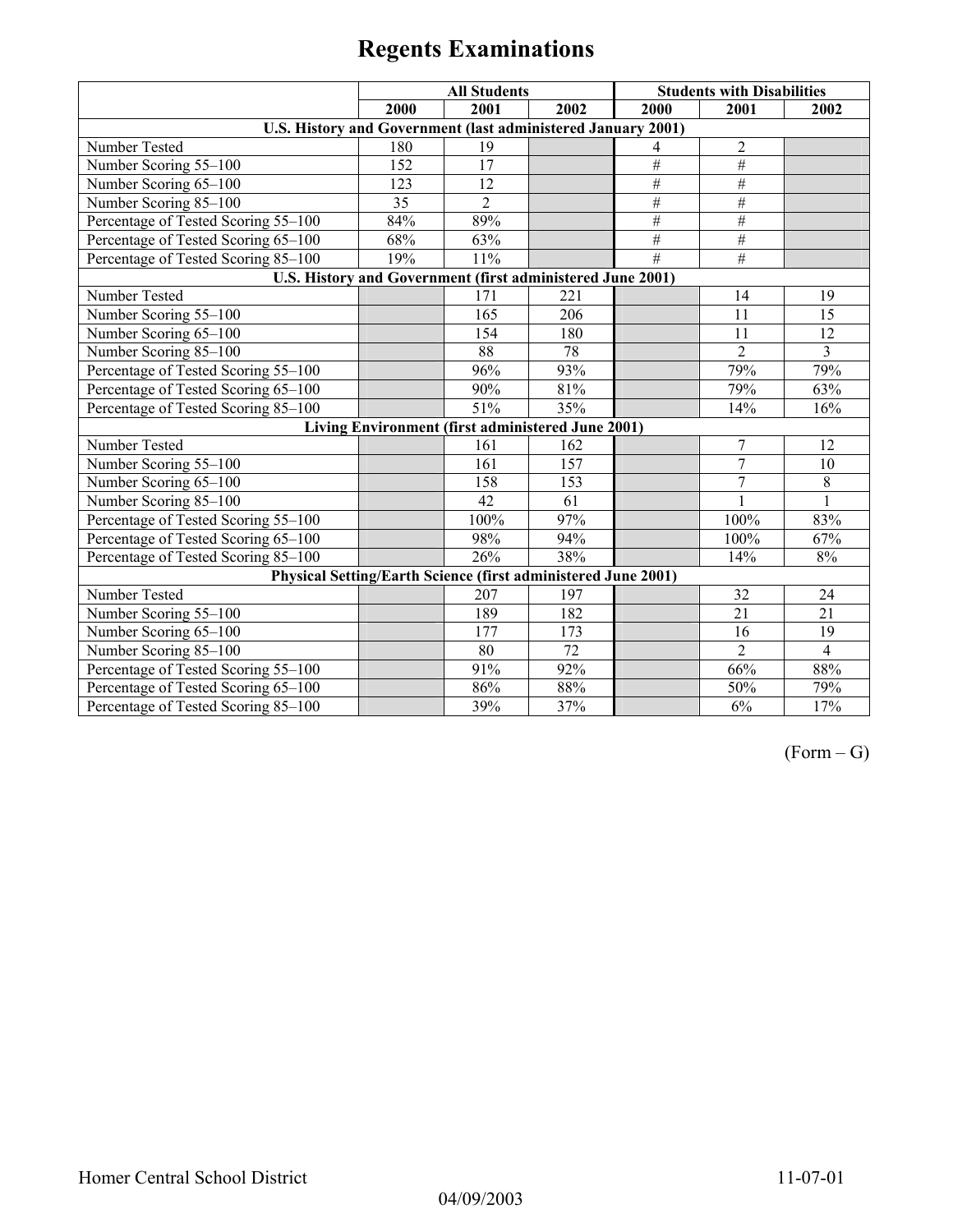# Regents Examinations

| | All Students | | | Students with Disabilities | | |
|---|---|---|---|---|---|---|
| | 2000 | 2001 | 2002 | 2000 | 2001 | 2002 |
| **U.S. History and Government (last administered January 2001)** | | | | | | |
| Number Tested | 180 | 19 | | 4 | 2 | |
| Number Scoring 55–100 | 152 | 17 | | # | # | |
| Number Scoring 65–100 | 123 | 12 | | # | # | |
| Number Scoring 85–100 | 35 | 2 | | # | # | |
| Percentage of Tested Scoring 55–100 | 84% | 89% | | # | # | |
| Percentage of Tested Scoring 65–100 | 68% | 63% | | # | # | |
| Percentage of Tested Scoring 85–100 | 19% | 11% | | # | # | |
| **U.S. History and Government (first administered June 2001)** | | | | | | |
| Number Tested | | 171 | 221 | | 14 | 19 |
| Number Scoring 55–100 | | 165 | 206 | | 11 | 15 |
| Number Scoring 65–100 | | 154 | 180 | | 11 | 12 |
| Number Scoring 85–100 | | 88 | 78 | | 2 | 3 |
| Percentage of Tested Scoring 55–100 | | 96% | 93% | | 79% | 79% |
| Percentage of Tested Scoring 65–100 | | 90% | 81% | | 79% | 63% |
| Percentage of Tested Scoring 85–100 | | 51% | 35% | | 14% | 16% |
| **Living Environment (first administered June 2001)** | | | | | | |
| Number Tested | | 161 | 162 | | 7 | 12 |
| Number Scoring 55–100 | | 161 | 157 | | 7 | 10 |
| Number Scoring 65–100 | | 158 | 153 | | 7 | 8 |
| Number Scoring 85–100 | | 42 | 61 | | 1 | 1 |
| Percentage of Tested Scoring 55–100 | | 100% | 97% | | 100% | 83% |
| Percentage of Tested Scoring 65–100 | | 98% | 94% | | 100% | 67% |
| Percentage of Tested Scoring 85–100 | | 26% | 38% | | 14% | 8% |
| **Physical Setting/Earth Science (first administered June 2001)** | | | | | | |
| Number Tested | | 207 | 197 | | 32 | 24 |
| Number Scoring 55–100 | | 189 | 182 | | 21 | 21 |
| Number Scoring 65–100 | | 177 | 173 | | 16 | 19 |
| Number Scoring 85–100 | | 80 | 72 | | 2 | 4 |
| Percentage of Tested Scoring 55–100 | | 91% | 92% | | 66% | 88% |
| Percentage of Tested Scoring 65–100 | | 86% | 88% | | 50% | 79% |
| Percentage of Tested Scoring 85–100 | | 39% | 37% | | 6% | 17% |

(Form – G)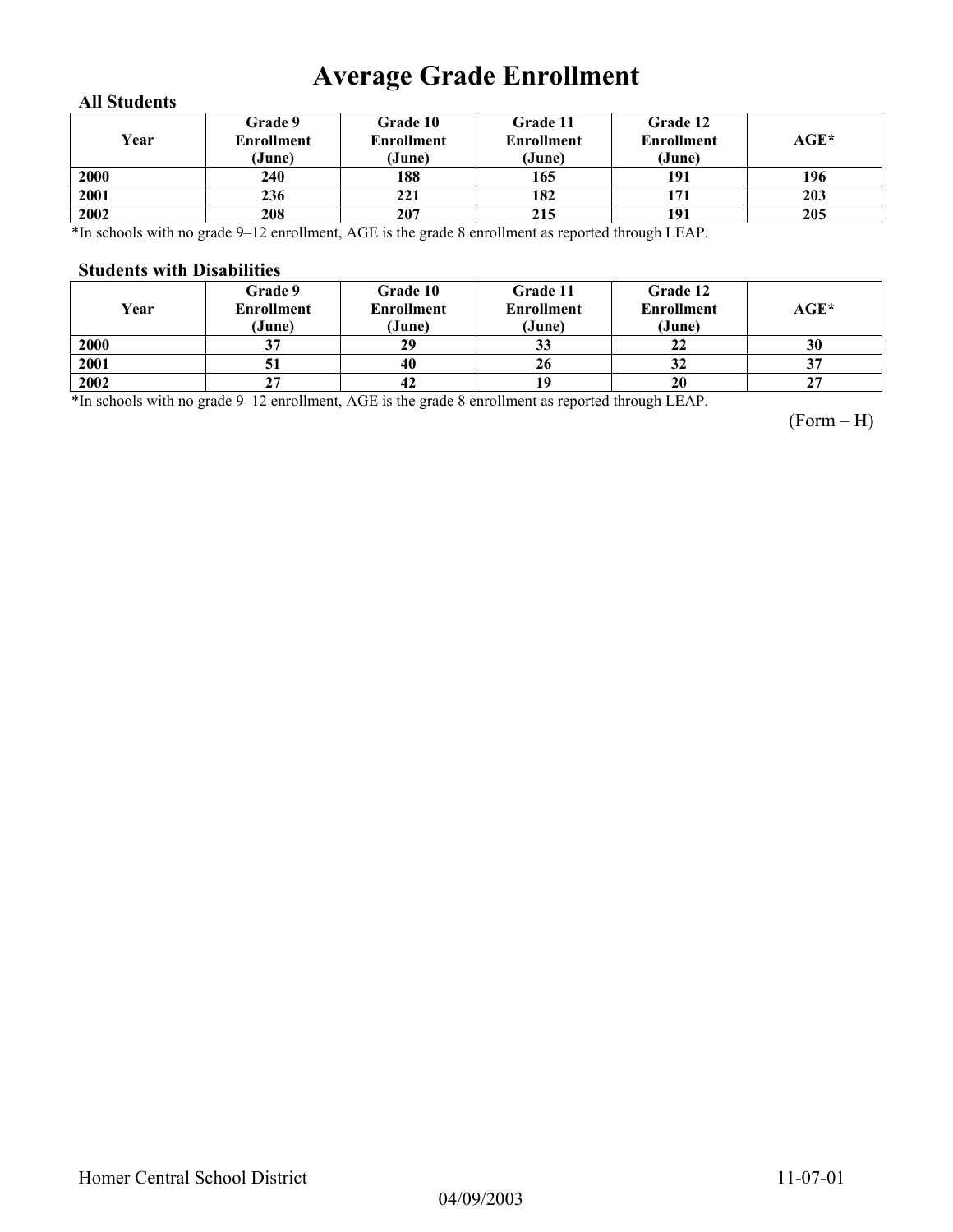# Average Grade Enrollment

### All Students

| Year | Grade 9 Enrollment (June) | Grade 10 Enrollment (June) | Grade 11 Enrollment (June) | Grade 12 Enrollment (June) | AGE* |
|---|---|---|---|---|---|
| 2000 | 240 | 188 | 165 | 191 | 196 |
| 2001 | 236 | 221 | 182 | 171 | 203 |
| 2002 | 208 | 207 | 215 | 191 | 205 |

*In schools with no grade 9–12 enrollment, AGE is the grade 8 enrollment as reported through LEAP.

### Students with Disabilities

| Year | Grade 9 Enrollment (June) | Grade 10 Enrollment (June) | Grade 11 Enrollment (June) | Grade 12 Enrollment (June) | AGE* |
|---|---|---|---|---|---|
| 2000 | 37 | 29 | 33 | 22 | 30 |
| 2001 | 51 | 40 | 26 | 32 | 37 |
| 2002 | 27 | 42 | 19 | 20 | 27 |

*In schools with no grade 9–12 enrollment, AGE is the grade 8 enrollment as reported through LEAP.

(Form – H)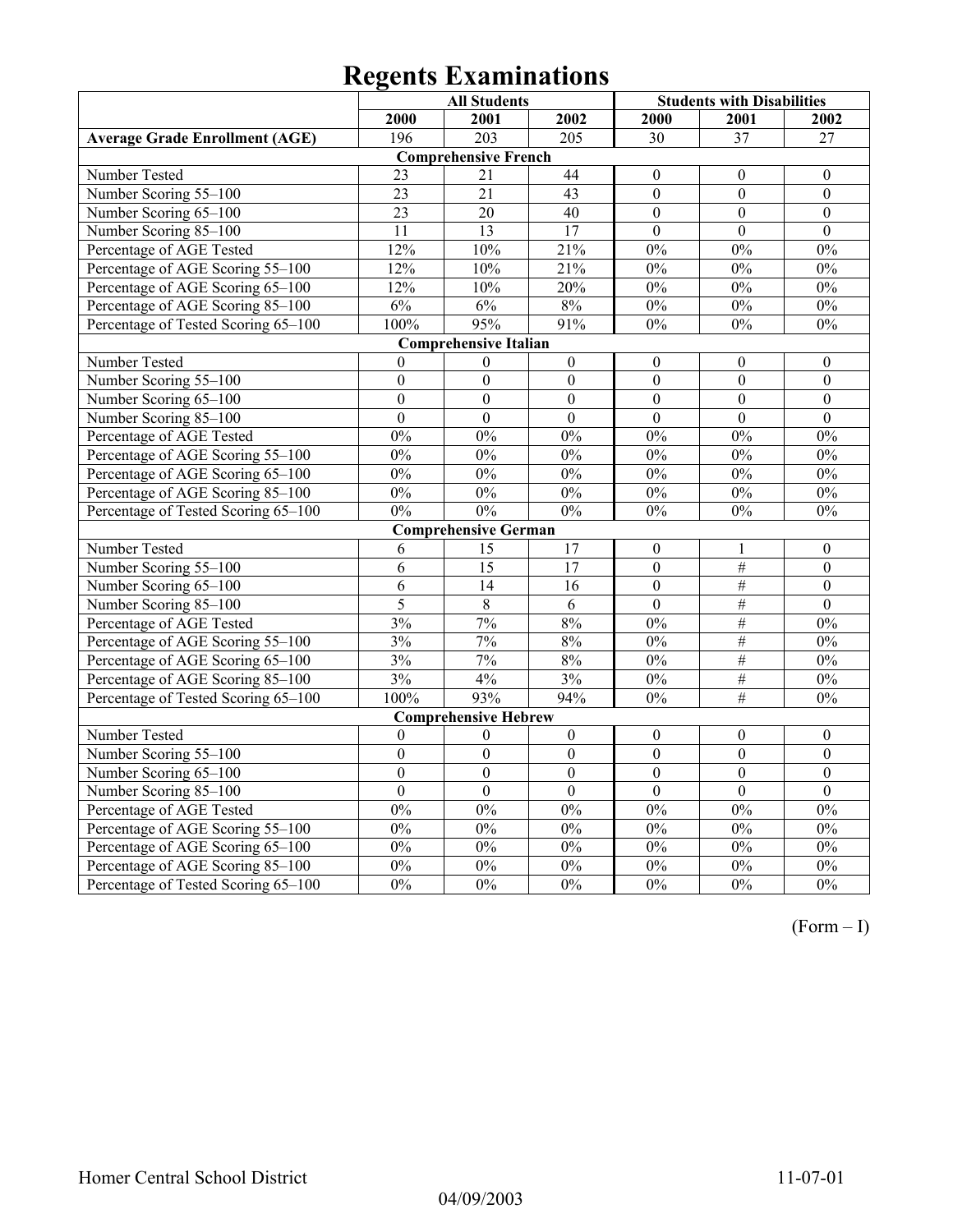# Regents Examinations

| | All Students | | | Students with Disabilities | | |
|---|---|---|---|---|---|---|
| | 2000 | 2001 | 2002 | 2000 | 2001 | 2002 |
| **Average Grade Enrollment (AGE)** | 196 | 203 | 205 | 30 | 37 | 27 |
| **Comprehensive French** | | | | | | |
| Number Tested | 23 | 21 | 44 | 0 | 0 | 0 |
| Number Scoring 55–100 | 23 | 21 | 43 | 0 | 0 | 0 |
| Number Scoring 65–100 | 23 | 20 | 40 | 0 | 0 | 0 |
| Number Scoring 85–100 | 11 | 13 | 17 | 0 | 0 | 0 |
| Percentage of AGE Tested | 12% | 10% | 21% | 0% | 0% | 0% |
| Percentage of AGE Scoring 55–100 | 12% | 10% | 21% | 0% | 0% | 0% |
| Percentage of AGE Scoring 65–100 | 12% | 10% | 20% | 0% | 0% | 0% |
| Percentage of AGE Scoring 85–100 | 6% | 6% | 8% | 0% | 0% | 0% |
| Percentage of Tested Scoring 65–100 | 100% | 95% | 91% | 0% | 0% | 0% |
| **Comprehensive Italian** | | | | | | |
| Number Tested | 0 | 0 | 0 | 0 | 0 | 0 |
| Number Scoring 55–100 | 0 | 0 | 0 | 0 | 0 | 0 |
| Number Scoring 65–100 | 0 | 0 | 0 | 0 | 0 | 0 |
| Number Scoring 85–100 | 0 | 0 | 0 | 0 | 0 | 0 |
| Percentage of AGE Tested | 0% | 0% | 0% | 0% | 0% | 0% |
| Percentage of AGE Scoring 55–100 | 0% | 0% | 0% | 0% | 0% | 0% |
| Percentage of AGE Scoring 65–100 | 0% | 0% | 0% | 0% | 0% | 0% |
| Percentage of AGE Scoring 85–100 | 0% | 0% | 0% | 0% | 0% | 0% |
| Percentage of Tested Scoring 65–100 | 0% | 0% | 0% | 0% | 0% | 0% |
| **Comprehensive German** | | | | | | |
| Number Tested | 6 | 15 | 17 | 0 | 1 | 0 |
| Number Scoring 55–100 | 6 | 15 | 17 | 0 | # | 0 |
| Number Scoring 65–100 | 6 | 14 | 16 | 0 | # | 0 |
| Number Scoring 85–100 | 5 | 8 | 6 | 0 | # | 0 |
| Percentage of AGE Tested | 3% | 7% | 8% | 0% | # | 0% |
| Percentage of AGE Scoring 55–100 | 3% | 7% | 8% | 0% | # | 0% |
| Percentage of AGE Scoring 65–100 | 3% | 7% | 8% | 0% | # | 0% |
| Percentage of AGE Scoring 85–100 | 3% | 4% | 3% | 0% | # | 0% |
| Percentage of Tested Scoring 65–100 | 100% | 93% | 94% | 0% | # | 0% |
| **Comprehensive Hebrew** | | | | | | |
| Number Tested | 0 | 0 | 0 | 0 | 0 | 0 |
| Number Scoring 55–100 | 0 | 0 | 0 | 0 | 0 | 0 |
| Number Scoring 65–100 | 0 | 0 | 0 | 0 | 0 | 0 |
| Number Scoring 85–100 | 0 | 0 | 0 | 0 | 0 | 0 |
| Percentage of AGE Tested | 0% | 0% | 0% | 0% | 0% | 0% |
| Percentage of AGE Scoring 55–100 | 0% | 0% | 0% | 0% | 0% | 0% |
| Percentage of AGE Scoring 65–100 | 0% | 0% | 0% | 0% | 0% | 0% |
| Percentage of AGE Scoring 85–100 | 0% | 0% | 0% | 0% | 0% | 0% |
| Percentage of Tested Scoring 65–100 | 0% | 0% | 0% | 0% | 0% | 0% |

(Form – I)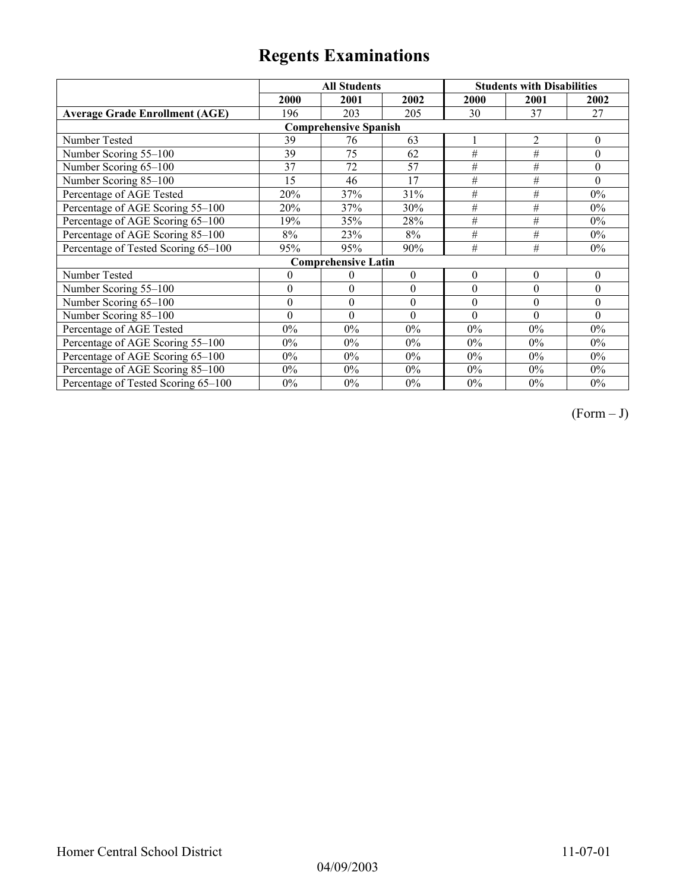# Regents Examinations

| | All Students | | | Students with Disabilities | | |
|---|---|---|---|---|---|---|
| | 2000 | 2001 | 2002 | 2000 | 2001 | 2002 |
| **Average Grade Enrollment (AGE)** | 196 | 203 | 205 | 30 | 37 | 27 |
| **Comprehensive Spanish** | | | | | | |
| Number Tested | 39 | 76 | 63 | 1 | 2 | 0 |
| Number Scoring 55–100 | 39 | 75 | 62 | # | # | 0 |
| Number Scoring 65–100 | 37 | 72 | 57 | # | # | 0 |
| Number Scoring 85–100 | 15 | 46 | 17 | # | # | 0 |
| Percentage of AGE Tested | 20% | 37% | 31% | # | # | 0% |
| Percentage of AGE Scoring 55–100 | 20% | 37% | 30% | # | # | 0% |
| Percentage of AGE Scoring 65–100 | 19% | 35% | 28% | # | # | 0% |
| Percentage of AGE Scoring 85–100 | 8% | 23% | 8% | # | # | 0% |
| Percentage of Tested Scoring 65–100 | 95% | 95% | 90% | # | # | 0% |
| **Comprehensive Latin** | | | | | | |
| Number Tested | 0 | 0 | 0 | 0 | 0 | 0 |
| Number Scoring 55–100 | 0 | 0 | 0 | 0 | 0 | 0 |
| Number Scoring 65–100 | 0 | 0 | 0 | 0 | 0 | 0 |
| Number Scoring 85–100 | 0 | 0 | 0 | 0 | 0 | 0 |
| Percentage of AGE Tested | 0% | 0% | 0% | 0% | 0% | 0% |
| Percentage of AGE Scoring 55–100 | 0% | 0% | 0% | 0% | 0% | 0% |
| Percentage of AGE Scoring 65–100 | 0% | 0% | 0% | 0% | 0% | 0% |
| Percentage of AGE Scoring 85–100 | 0% | 0% | 0% | 0% | 0% | 0% |
| Percentage of Tested Scoring 65–100 | 0% | 0% | 0% | 0% | 0% | 0% |

(Form – J)

Homer Central School District 11-07-01

04/09/2003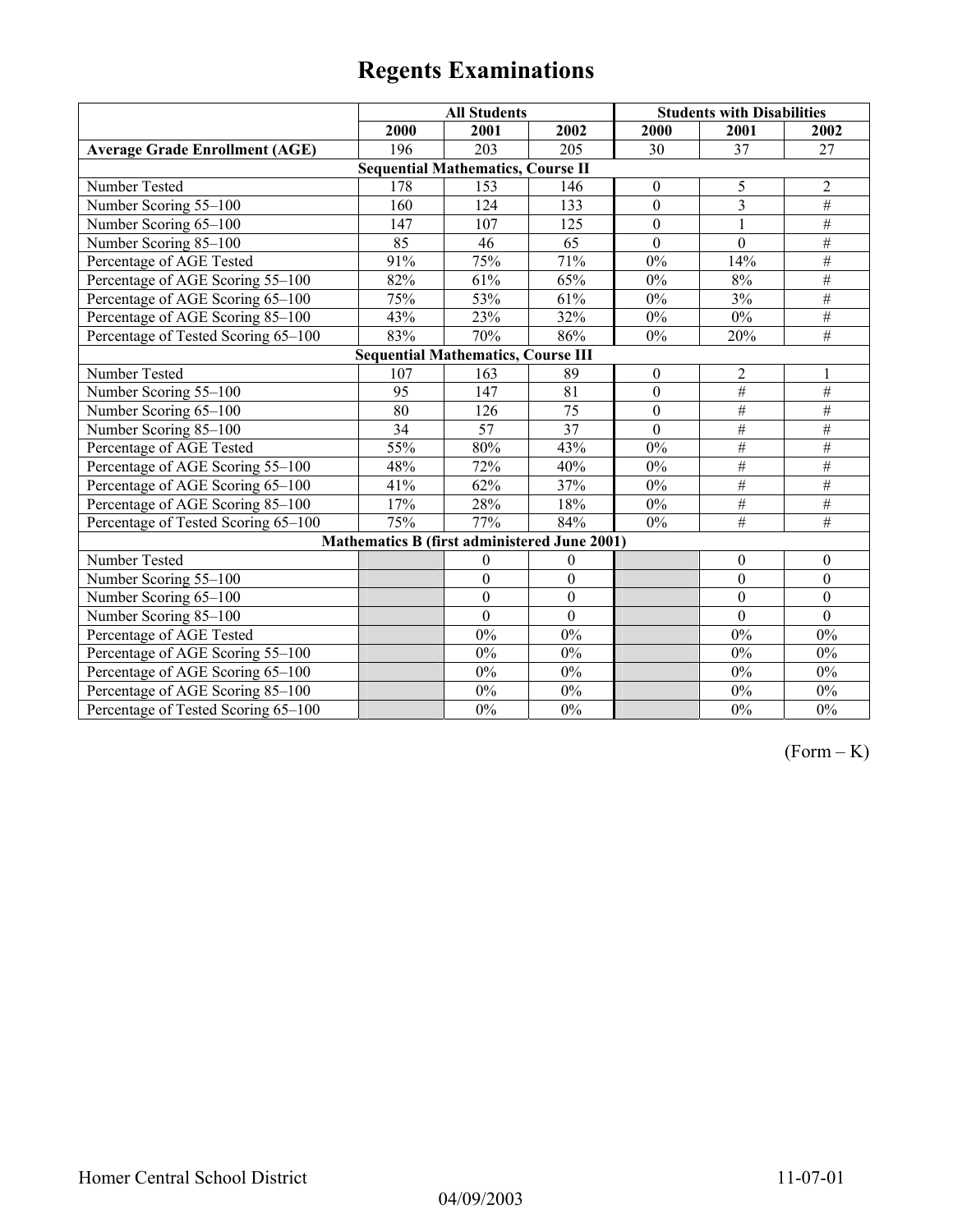# Regents Examinations

| | All Students | | | Students with Disabilities | | |
|---|---|---|---|---|---|---|
| | 2000 | 2001 | 2002 | 2000 | 2001 | 2002 |
| **Average Grade Enrollment (AGE)** | 196 | 203 | 205 | 30 | 37 | 27 |
| **Sequential Mathematics, Course II** | | | | | | |
| Number Tested | 178 | 153 | 146 | 0 | 5 | 2 |
| Number Scoring 55–100 | 160 | 124 | 133 | 0 | 3 | # |
| Number Scoring 65–100 | 147 | 107 | 125 | 0 | 1 | # |
| Number Scoring 85–100 | 85 | 46 | 65 | 0 | 0 | # |
| Percentage of AGE Tested | 91% | 75% | 71% | 0% | 14% | # |
| Percentage of AGE Scoring 55–100 | 82% | 61% | 65% | 0% | 8% | # |
| Percentage of AGE Scoring 65–100 | 75% | 53% | 61% | 0% | 3% | # |
| Percentage of AGE Scoring 85–100 | 43% | 23% | 32% | 0% | 0% | # |
| Percentage of Tested Scoring 65–100 | 83% | 70% | 86% | 0% | 20% | # |
| **Sequential Mathematics, Course III** | | | | | | |
| Number Tested | 107 | 163 | 89 | 0 | 2 | 1 |
| Number Scoring 55–100 | 95 | 147 | 81 | 0 | # | # |
| Number Scoring 65–100 | 80 | 126 | 75 | 0 | # | # |
| Number Scoring 85–100 | 34 | 57 | 37 | 0 | # | # |
| Percentage of AGE Tested | 55% | 80% | 43% | 0% | # | # |
| Percentage of AGE Scoring 55–100 | 48% | 72% | 40% | 0% | # | # |
| Percentage of AGE Scoring 65–100 | 41% | 62% | 37% | 0% | # | # |
| Percentage of AGE Scoring 85–100 | 17% | 28% | 18% | 0% | # | # |
| Percentage of Tested Scoring 65–100 | 75% | 77% | 84% | 0% | # | # |
| **Mathematics B (first administered June 2001)** | | | | | | |
| Number Tested | | 0 | 0 | | 0 | 0 |
| Number Scoring 55–100 | | 0 | 0 | | 0 | 0 |
| Number Scoring 65–100 | | 0 | 0 | | 0 | 0 |
| Number Scoring 85–100 | | 0 | 0 | | 0 | 0 |
| Percentage of AGE Tested | | 0% | 0% | | 0% | 0% |
| Percentage of AGE Scoring 55–100 | | 0% | 0% | | 0% | 0% |
| Percentage of AGE Scoring 65–100 | | 0% | 0% | | 0% | 0% |
| Percentage of AGE Scoring 85–100 | | 0% | 0% | | 0% | 0% |
| Percentage of Tested Scoring 65–100 | | 0% | 0% | | 0% | 0% |

(Form – K)

Homer Central School District 11-07-01

04/09/2003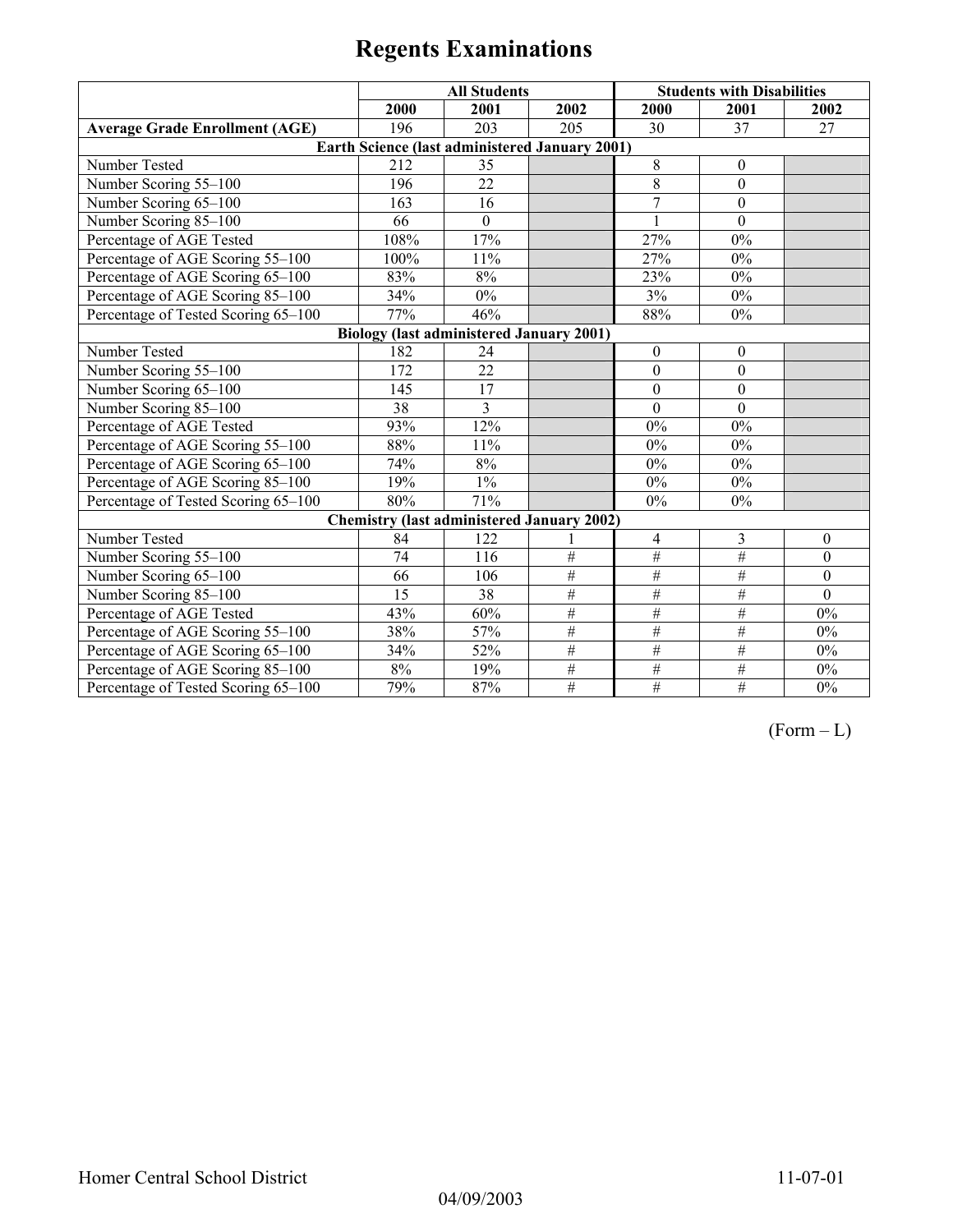# Regents Examinations

| | All Students | | | Students with Disabilities | | |
|---|---|---|---|---|---|---|
| | 2000 | 2001 | 2002 | 2000 | 2001 | 2002 |
| **Average Grade Enrollment (AGE)** | 196 | 203 | 205 | 30 | 37 | 27 |
| **Earth Science (last administered January 2001)** | | | | | | |
| Number Tested | 212 | 35 | | 8 | 0 | |
| Number Scoring 55–100 | 196 | 22 | | 8 | 0 | |
| Number Scoring 65–100 | 163 | 16 | | 7 | 0 | |
| Number Scoring 85–100 | 66 | 0 | | 1 | 0 | |
| Percentage of AGE Tested | 108% | 17% | | 27% | 0% | |
| Percentage of AGE Scoring 55–100 | 100% | 11% | | 27% | 0% | |
| Percentage of AGE Scoring 65–100 | 83% | 8% | | 23% | 0% | |
| Percentage of AGE Scoring 85–100 | 34% | 0% | | 3% | 0% | |
| Percentage of Tested Scoring 65–100 | 77% | 46% | | 88% | 0% | |
| **Biology (last administered January 2001)** | | | | | | |
| Number Tested | 182 | 24 | | 0 | 0 | |
| Number Scoring 55–100 | 172 | 22 | | 0 | 0 | |
| Number Scoring 65–100 | 145 | 17 | | 0 | 0 | |
| Number Scoring 85–100 | 38 | 3 | | 0 | 0 | |
| Percentage of AGE Tested | 93% | 12% | | 0% | 0% | |
| Percentage of AGE Scoring 55–100 | 88% | 11% | | 0% | 0% | |
| Percentage of AGE Scoring 65–100 | 74% | 8% | | 0% | 0% | |
| Percentage of AGE Scoring 85–100 | 19% | 1% | | 0% | 0% | |
| Percentage of Tested Scoring 65–100 | 80% | 71% | | 0% | 0% | |
| **Chemistry (last administered January 2002)** | | | | | | |
| Number Tested | 84 | 122 | 1 | 4 | 3 | 0 |
| Number Scoring 55–100 | 74 | 116 | # | # | # | 0 |
| Number Scoring 65–100 | 66 | 106 | # | # | # | 0 |
| Number Scoring 85–100 | 15 | 38 | # | # | # | 0 |
| Percentage of AGE Tested | 43% | 60% | # | # | # | 0% |
| Percentage of AGE Scoring 55–100 | 38% | 57% | # | # | # | 0% |
| Percentage of AGE Scoring 65–100 | 34% | 52% | # | # | # | 0% |
| Percentage of AGE Scoring 85–100 | 8% | 19% | # | # | # | 0% |
| Percentage of Tested Scoring 65–100 | 79% | 87% | # | # | # | 0% |

(Form – L)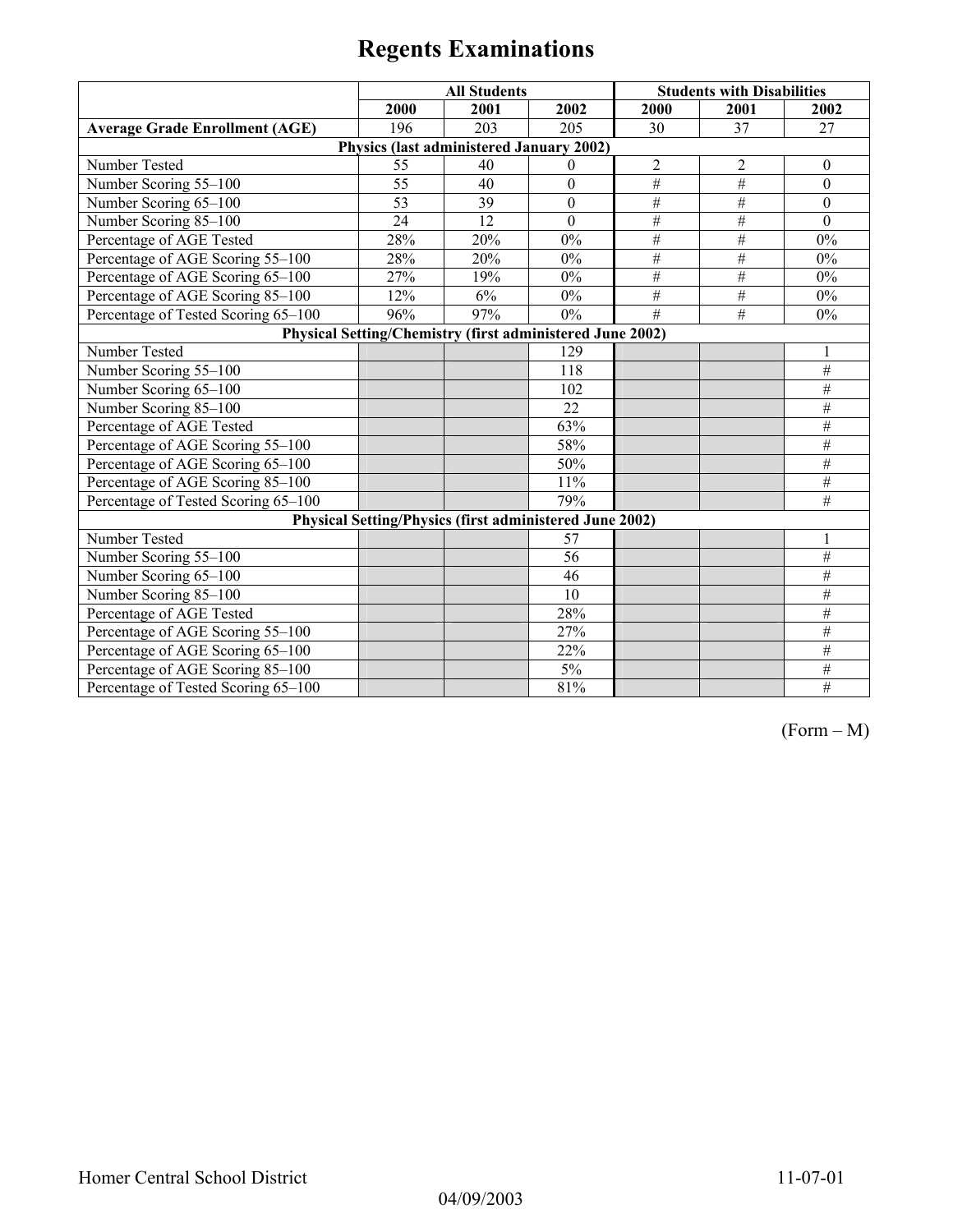# Regents Examinations

| | All Students | | | Students with Disabilities | | |
|---|---|---|---|---|---|---|
| | 2000 | 2001 | 2002 | 2000 | 2001 | 2002 |
| **Average Grade Enrollment (AGE)** | 196 | 203 | 205 | 30 | 37 | 27 |
| **Physics (last administered January 2002)** | | | | | | |
| Number Tested | 55 | 40 | 0 | 2 | 2 | 0 |
| Number Scoring 55–100 | 55 | 40 | 0 | # | # | 0 |
| Number Scoring 65–100 | 53 | 39 | 0 | # | # | 0 |
| Number Scoring 85–100 | 24 | 12 | 0 | # | # | 0 |
| Percentage of AGE Tested | 28% | 20% | 0% | # | # | 0% |
| Percentage of AGE Scoring 55–100 | 28% | 20% | 0% | # | # | 0% |
| Percentage of AGE Scoring 65–100 | 27% | 19% | 0% | # | # | 0% |
| Percentage of AGE Scoring 85–100 | 12% | 6% | 0% | # | # | 0% |
| Percentage of Tested Scoring 65–100 | 96% | 97% | 0% | # | # | 0% |
| **Physical Setting/Chemistry (first administered June 2002)** | | | | | | |
| Number Tested | | | 129 | | | 1 |
| Number Scoring 55–100 | | | 118 | | | # |
| Number Scoring 65–100 | | | 102 | | | # |
| Number Scoring 85–100 | | | 22 | | | # |
| Percentage of AGE Tested | | | 63% | | | # |
| Percentage of AGE Scoring 55–100 | | | 58% | | | # |
| Percentage of AGE Scoring 65–100 | | | 50% | | | # |
| Percentage of AGE Scoring 85–100 | | | 11% | | | # |
| Percentage of Tested Scoring 65–100 | | | 79% | | | # |
| **Physical Setting/Physics (first administered June 2002)** | | | | | | |
| Number Tested | | | 57 | | | 1 |
| Number Scoring 55–100 | | | 56 | | | # |
| Number Scoring 65–100 | | | 46 | | | # |
| Number Scoring 85–100 | | | 10 | | | # |
| Percentage of AGE Tested | | | 28% | | | # |
| Percentage of AGE Scoring 55–100 | | | 27% | | | # |
| Percentage of AGE Scoring 65–100 | | | 22% | | | # |
| Percentage of AGE Scoring 85–100 | | | 5% | | | # |
| Percentage of Tested Scoring 65–100 | | | 81% | | | # |

(Form – M)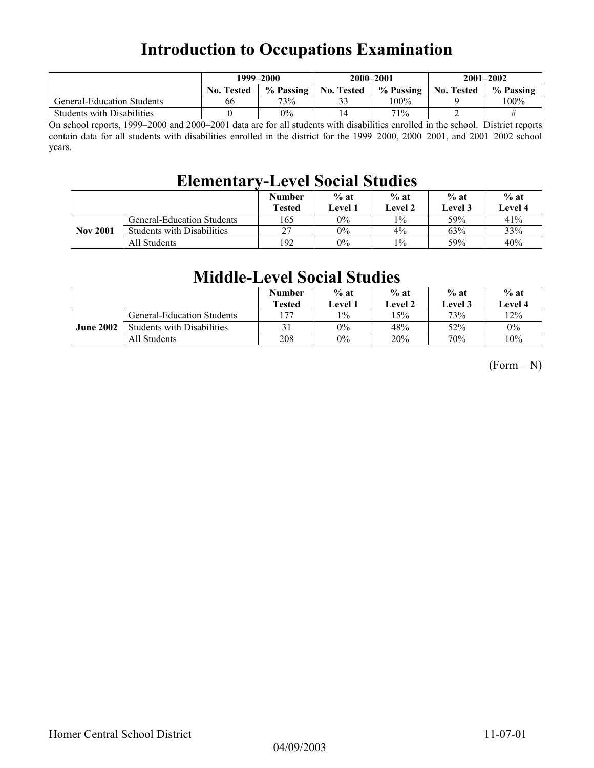# Introduction to Occupations Examination

| | 1999–2000 | | 2000–2001 | | 2001–2002 | |
|---|---|---|---|---|---|---|
| | **No. Tested** | **% Passing** | **No. Tested** | **% Passing** | **No. Tested** | **% Passing** |
| General-Education Students | 66 | 73% | 33 | 100% | 9 | 100% |
| Students with Disabilities | 0 | 0% | 14 | 71% | 2 | # |

On school reports, 1999–2000 and 2000–2001 data are for all students with disabilities enrolled in the school. District reports contain data for all students with disabilities enrolled in the district for the 1999–2000, 2000–2001, and 2001–2002 school years.

# Elementary-Level Social Studies

| | | Number Tested | % at Level 1 | % at Level 2 | % at Level 3 | % at Level 4 |
|---|---|---|---|---|---|---|
| **Nov 2001** | General-Education Students | 165 | 0% | 1% | 59% | 41% |
| | Students with Disabilities | 27 | 0% | 4% | 63% | 33% |
| | All Students | 192 | 0% | 1% | 59% | 40% |

# Middle-Level Social Studies

| | | Number Tested | % at Level 1 | % at Level 2 | % at Level 3 | % at Level 4 |
|---|---|---|---|---|---|---|
| **June 2002** | General-Education Students | 177 | 1% | 15% | 73% | 12% |
| | Students with Disabilities | 31 | 0% | 48% | 52% | 0% |
| | All Students | 208 | 0% | 20% | 70% | 10% |

(Form – N)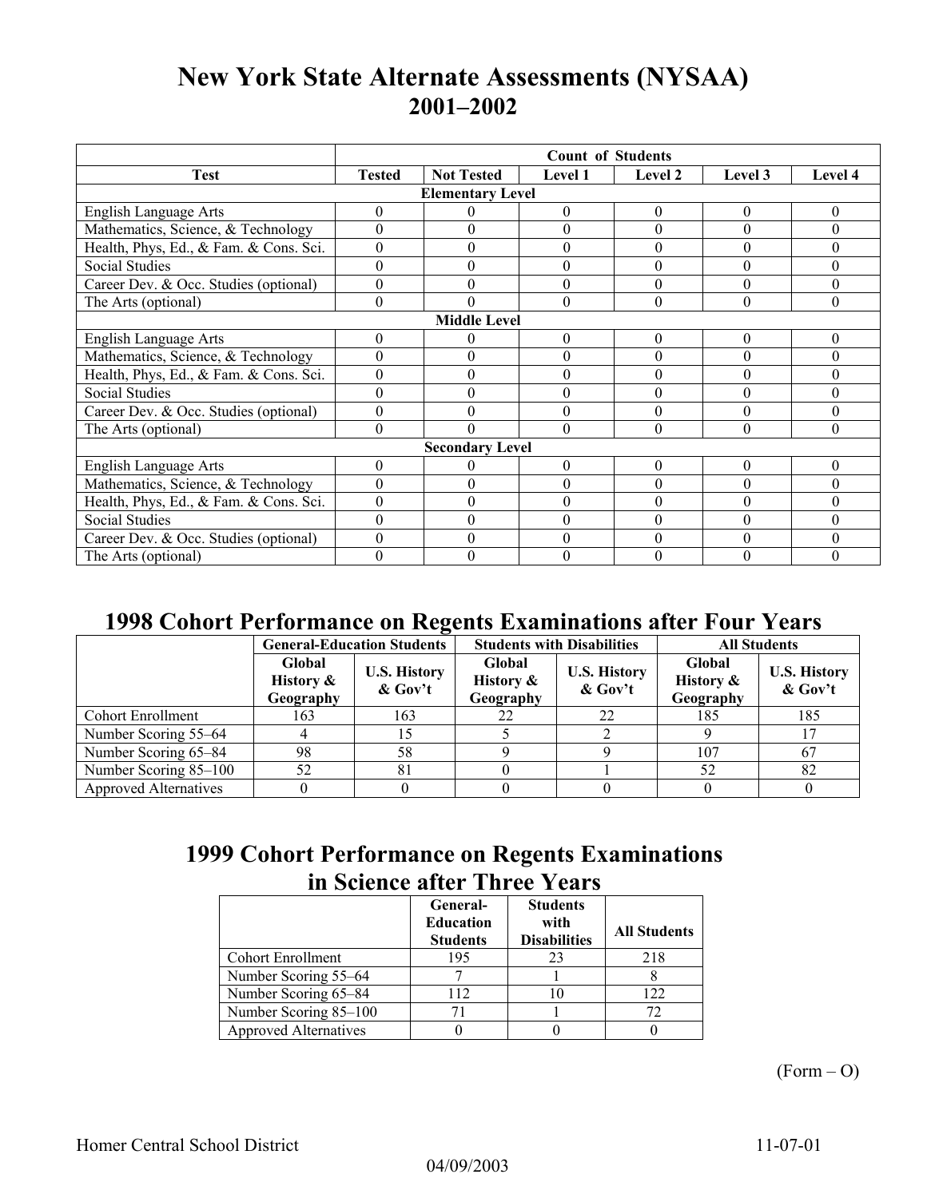# New York State Alternate Assessments (NYSAA) 2001–2002

| | Count of Students | | | | | |
|---|---|---|---|---|---|---|
| **Test** | **Tested** | **Not Tested** | **Level 1** | **Level 2** | **Level 3** | **Level 4** |
| **Elementary Level** | | | | | | |
| English Language Arts | 0 | 0 | 0 | 0 | 0 | 0 |
| Mathematics, Science, & Technology | 0 | 0 | 0 | 0 | 0 | 0 |
| Health, Phys, Ed., & Fam. & Cons. Sci. | 0 | 0 | 0 | 0 | 0 | 0 |
| Social Studies | 0 | 0 | 0 | 0 | 0 | 0 |
| Career Dev. & Occ. Studies (optional) | 0 | 0 | 0 | 0 | 0 | 0 |
| The Arts (optional) | 0 | 0 | 0 | 0 | 0 | 0 |
| **Middle Level** | | | | | | |
| English Language Arts | 0 | 0 | 0 | 0 | 0 | 0 |
| Mathematics, Science, & Technology | 0 | 0 | 0 | 0 | 0 | 0 |
| Health, Phys, Ed., & Fam. & Cons. Sci. | 0 | 0 | 0 | 0 | 0 | 0 |
| Social Studies | 0 | 0 | 0 | 0 | 0 | 0 |
| Career Dev. & Occ. Studies (optional) | 0 | 0 | 0 | 0 | 0 | 0 |
| The Arts (optional) | 0 | 0 | 0 | 0 | 0 | 0 |
| **Secondary Level** | | | | | | |
| English Language Arts | 0 | 0 | 0 | 0 | 0 | 0 |
| Mathematics, Science, & Technology | 0 | 0 | 0 | 0 | 0 | 0 |
| Health, Phys, Ed., & Fam. & Cons. Sci. | 0 | 0 | 0 | 0 | 0 | 0 |
| Social Studies | 0 | 0 | 0 | 0 | 0 | 0 |
| Career Dev. & Occ. Studies (optional) | 0 | 0 | 0 | 0 | 0 | 0 |
| The Arts (optional) | 0 | 0 | 0 | 0 | 0 | 0 |

## 1998 Cohort Performance on Regents Examinations after Four Years

| | General-Education Students | | Students with Disabilities | | All Students | |
|---|---|---|---|---|---|---|
| | **Global History & Geography** | **U.S. History & Gov't** | **Global History & Geography** | **U.S. History & Gov't** | **Global History & Geography** | **U.S. History & Gov't** |
| Cohort Enrollment | 163 | 163 | 22 | 22 | 185 | 185 |
| Number Scoring 55–64 | 4 | 15 | 5 | 2 | 9 | 17 |
| Number Scoring 65–84 | 98 | 58 | 9 | 9 | 107 | 67 |
| Number Scoring 85–100 | 52 | 81 | 0 | 1 | 52 | 82 |
| Approved Alternatives | 0 | 0 | 0 | 0 | 0 | 0 |

## 1999 Cohort Performance on Regents Examinations in Science after Three Years

| | General-Education Students | Students with Disabilities | All Students |
|---|---|---|---|
| Cohort Enrollment | 195 | 23 | 218 |
| Number Scoring 55–64 | 7 | 1 | 8 |
| Number Scoring 65–84 | 112 | 10 | 122 |
| Number Scoring 85–100 | 71 | 1 | 72 |
| Approved Alternatives | 0 | 0 | 0 |

(Form – O)